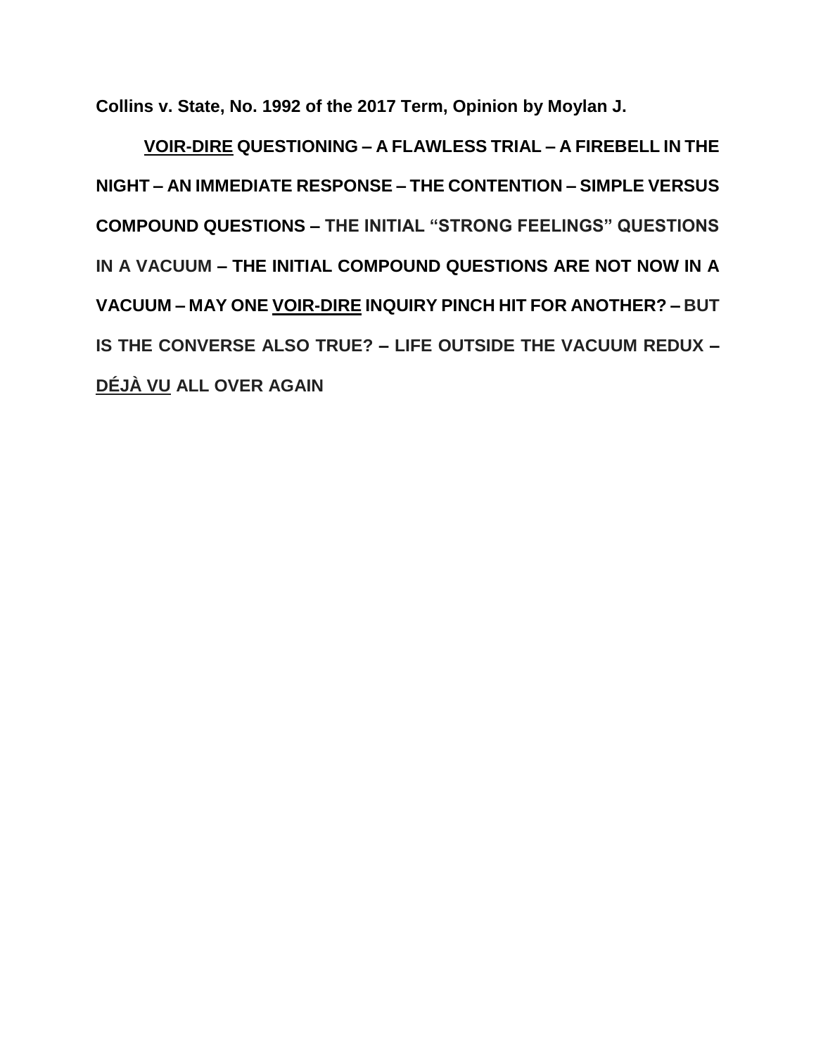**Collins v. State, No. 1992 of the 2017 Term, Opinion by Moylan J.**

**VOIR-DIRE QUESTIONING – A FLAWLESS TRIAL – A FIREBELL IN THE NIGHT – AN IMMEDIATE RESPONSE – THE CONTENTION – SIMPLE VERSUS COMPOUND QUESTIONS – THE INITIAL "STRONG FEELINGS" QUESTIONS IN A VACUUM – THE INITIAL COMPOUND QUESTIONS ARE NOT NOW IN A VACUUM – MAY ONE VOIR-DIRE INQUIRY PINCH HIT FOR ANOTHER? – BUT IS THE CONVERSE ALSO TRUE? – LIFE OUTSIDE THE VACUUM REDUX – DÉJÀ VU ALL OVER AGAIN**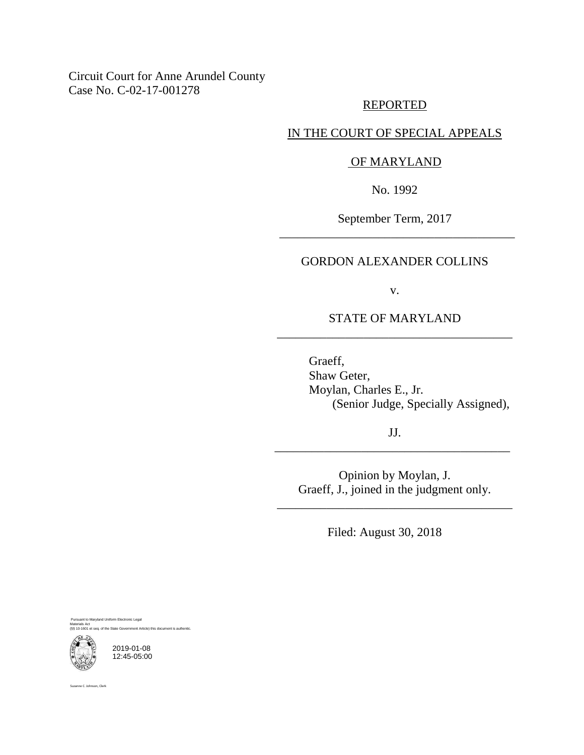Circuit Court for Anne Arundel County
Case No. C-02-17-001278

REPORTED

IN THE COURT OF SPECIAL APPEALS

OF MARYLAND

No. 1992

September Term, 2017

---

GORDON ALEXANDER COLLINS

v.

STATE OF MARYLAND

---

Graeff,
Shaw Geter,
Moylan, Charles E., Jr.
(Senior Judge, Specially Assigned),

JJ.

---

Opinion by Moylan, J.
Graeff, J., joined in the judgment only.

---

Filed: August 30, 2018

Pursuant to Maryland Uniform Electronic Legal Materials Act
(§§ 10-1601 et seq. of the State Government Article) this document is authentic.

2019-01-08
12:45-05:00

Suzanne C. Johnson, Clerk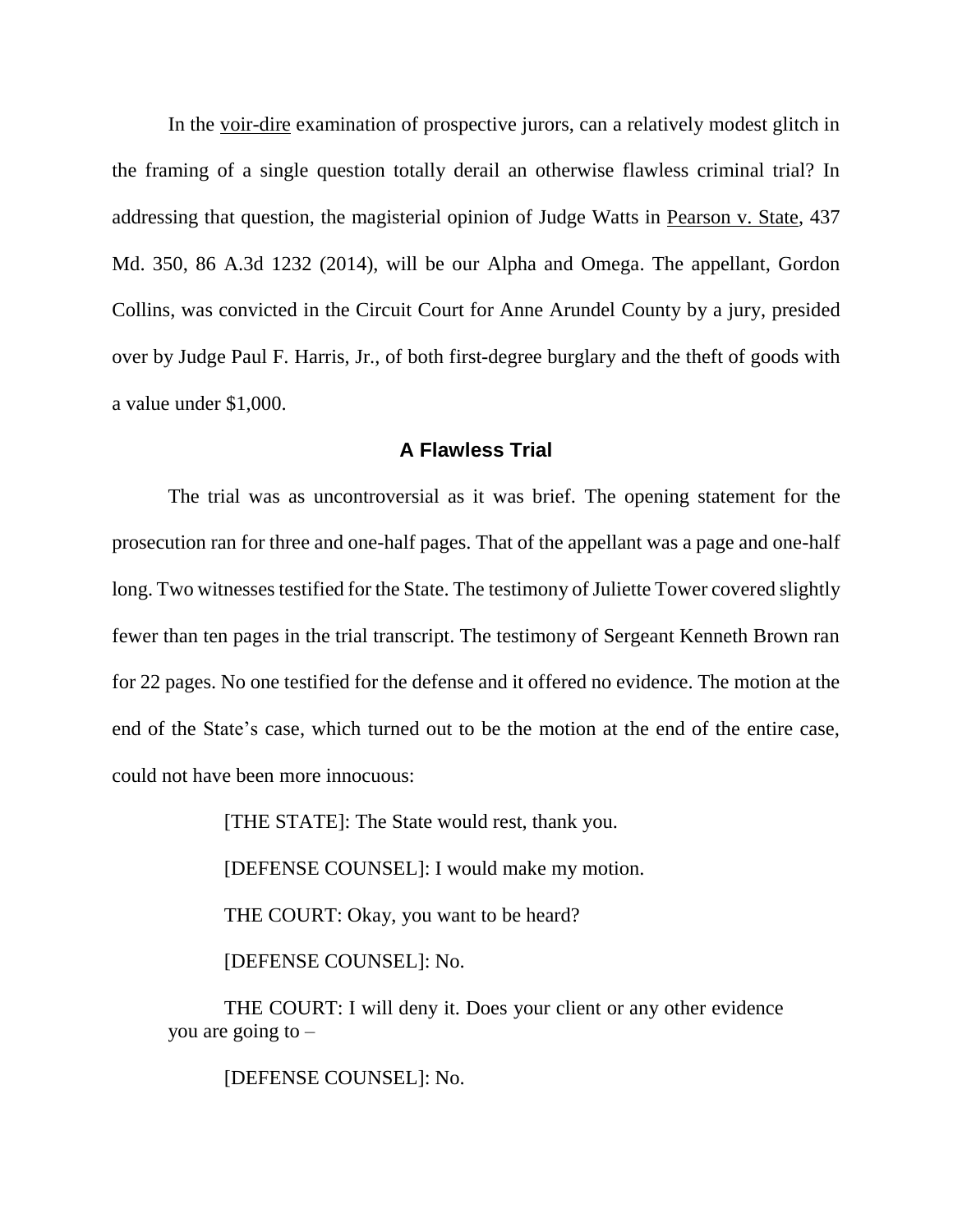In the voir-dire examination of prospective jurors, can a relatively modest glitch in the framing of a single question totally derail an otherwise flawless criminal trial? In addressing that question, the magisterial opinion of Judge Watts in Pearson v. State, 437 Md. 350, 86 A.3d 1232 (2014), will be our Alpha and Omega. The appellant, Gordon Collins, was convicted in the Circuit Court for Anne Arundel County by a jury, presided over by Judge Paul F. Harris, Jr., of both first-degree burglary and the theft of goods with a value under $1,000.

## A Flawless Trial

The trial was as uncontroversial as it was brief. The opening statement for the prosecution ran for three and one-half pages. That of the appellant was a page and one-half long. Two witnesses testified for the State. The testimony of Juliette Tower covered slightly fewer than ten pages in the trial transcript. The testimony of Sergeant Kenneth Brown ran for 22 pages. No one testified for the defense and it offered no evidence. The motion at the end of the State's case, which turned out to be the motion at the end of the entire case, could not have been more innocuous:

> [THE STATE]: The State would rest, thank you.
>
> [DEFENSE COUNSEL]: I would make my motion.
>
> THE COURT: Okay, you want to be heard?
>
> [DEFENSE COUNSEL]: No.
>
> THE COURT: I will deny it. Does your client or any other evidence you are going to –
>
> [DEFENSE COUNSEL]: No.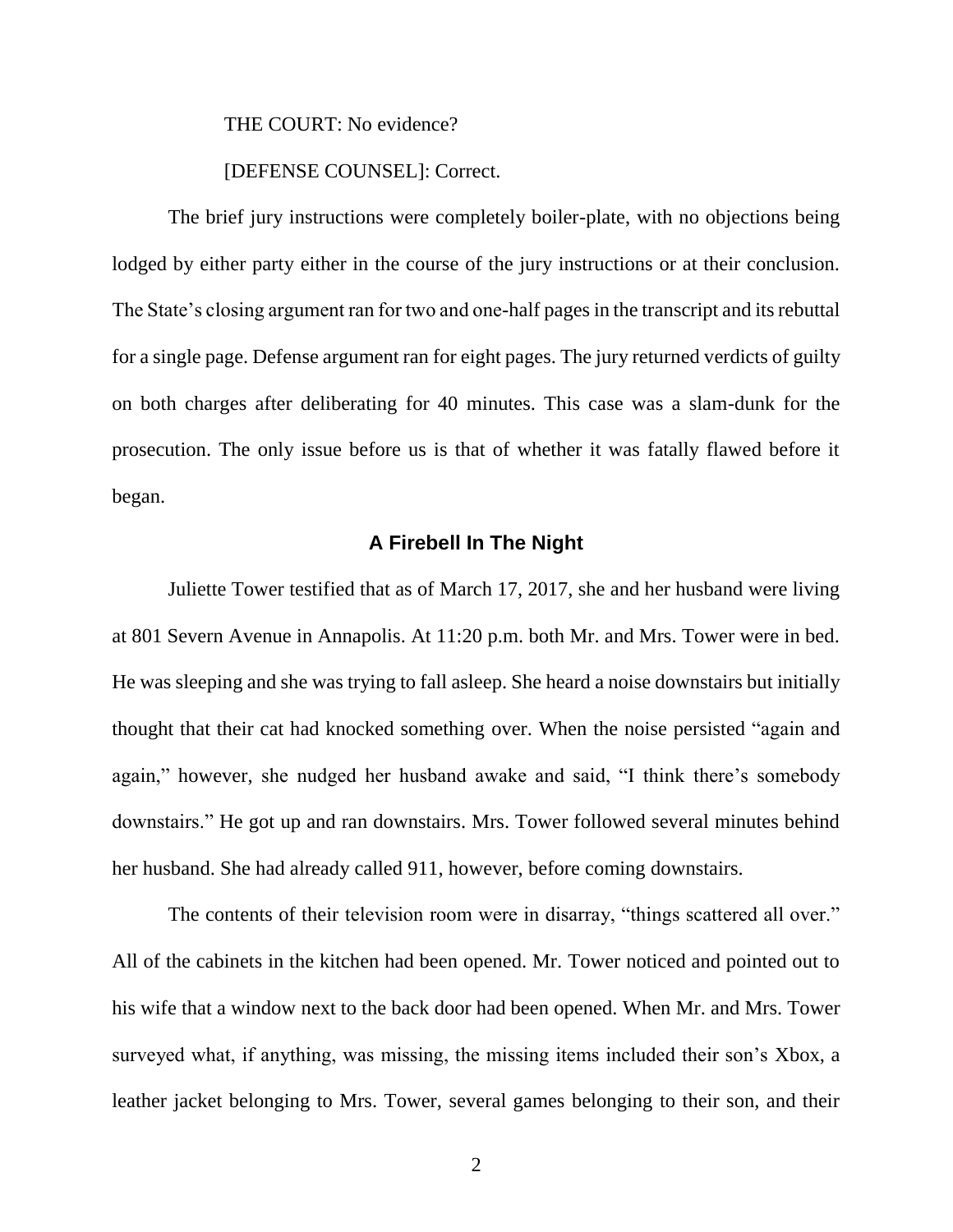THE COURT: No evidence?

[DEFENSE COUNSEL]: Correct.

The brief jury instructions were completely boiler-plate, with no objections being lodged by either party either in the course of the jury instructions or at their conclusion. The State's closing argument ran for two and one-half pages in the transcript and its rebuttal for a single page. Defense argument ran for eight pages. The jury returned verdicts of guilty on both charges after deliberating for 40 minutes. This case was a slam-dunk for the prosecution. The only issue before us is that of whether it was fatally flawed before it began.

### A Firebell In The Night

Juliette Tower testified that as of March 17, 2017, she and her husband were living at 801 Severn Avenue in Annapolis. At 11:20 p.m. both Mr. and Mrs. Tower were in bed. He was sleeping and she was trying to fall asleep. She heard a noise downstairs but initially thought that their cat had knocked something over. When the noise persisted "again and again," however, she nudged her husband awake and said, "I think there's somebody downstairs." He got up and ran downstairs. Mrs. Tower followed several minutes behind her husband. She had already called 911, however, before coming downstairs.

The contents of their television room were in disarray, "things scattered all over." All of the cabinets in the kitchen had been opened. Mr. Tower noticed and pointed out to his wife that a window next to the back door had been opened. When Mr. and Mrs. Tower surveyed what, if anything, was missing, the missing items included their son's Xbox, a leather jacket belonging to Mrs. Tower, several games belonging to their son, and their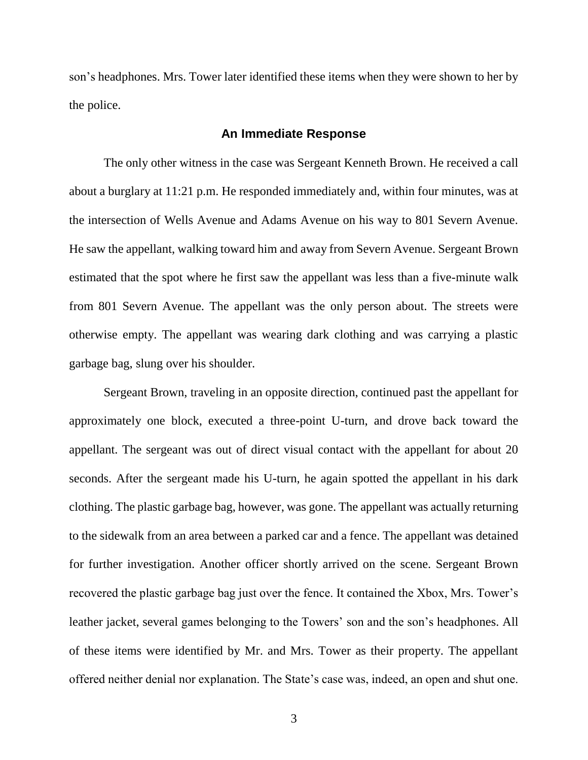son's headphones. Mrs. Tower later identified these items when they were shown to her by the police.

## An Immediate Response

The only other witness in the case was Sergeant Kenneth Brown. He received a call about a burglary at 11:21 p.m. He responded immediately and, within four minutes, was at the intersection of Wells Avenue and Adams Avenue on his way to 801 Severn Avenue. He saw the appellant, walking toward him and away from Severn Avenue. Sergeant Brown estimated that the spot where he first saw the appellant was less than a five-minute walk from 801 Severn Avenue. The appellant was the only person about. The streets were otherwise empty. The appellant was wearing dark clothing and was carrying a plastic garbage bag, slung over his shoulder.

Sergeant Brown, traveling in an opposite direction, continued past the appellant for approximately one block, executed a three-point U-turn, and drove back toward the appellant. The sergeant was out of direct visual contact with the appellant for about 20 seconds. After the sergeant made his U-turn, he again spotted the appellant in his dark clothing. The plastic garbage bag, however, was gone. The appellant was actually returning to the sidewalk from an area between a parked car and a fence. The appellant was detained for further investigation. Another officer shortly arrived on the scene. Sergeant Brown recovered the plastic garbage bag just over the fence. It contained the Xbox, Mrs. Tower's leather jacket, several games belonging to the Towers' son and the son's headphones. All of these items were identified by Mr. and Mrs. Tower as their property. The appellant offered neither denial nor explanation. The State's case was, indeed, an open and shut one.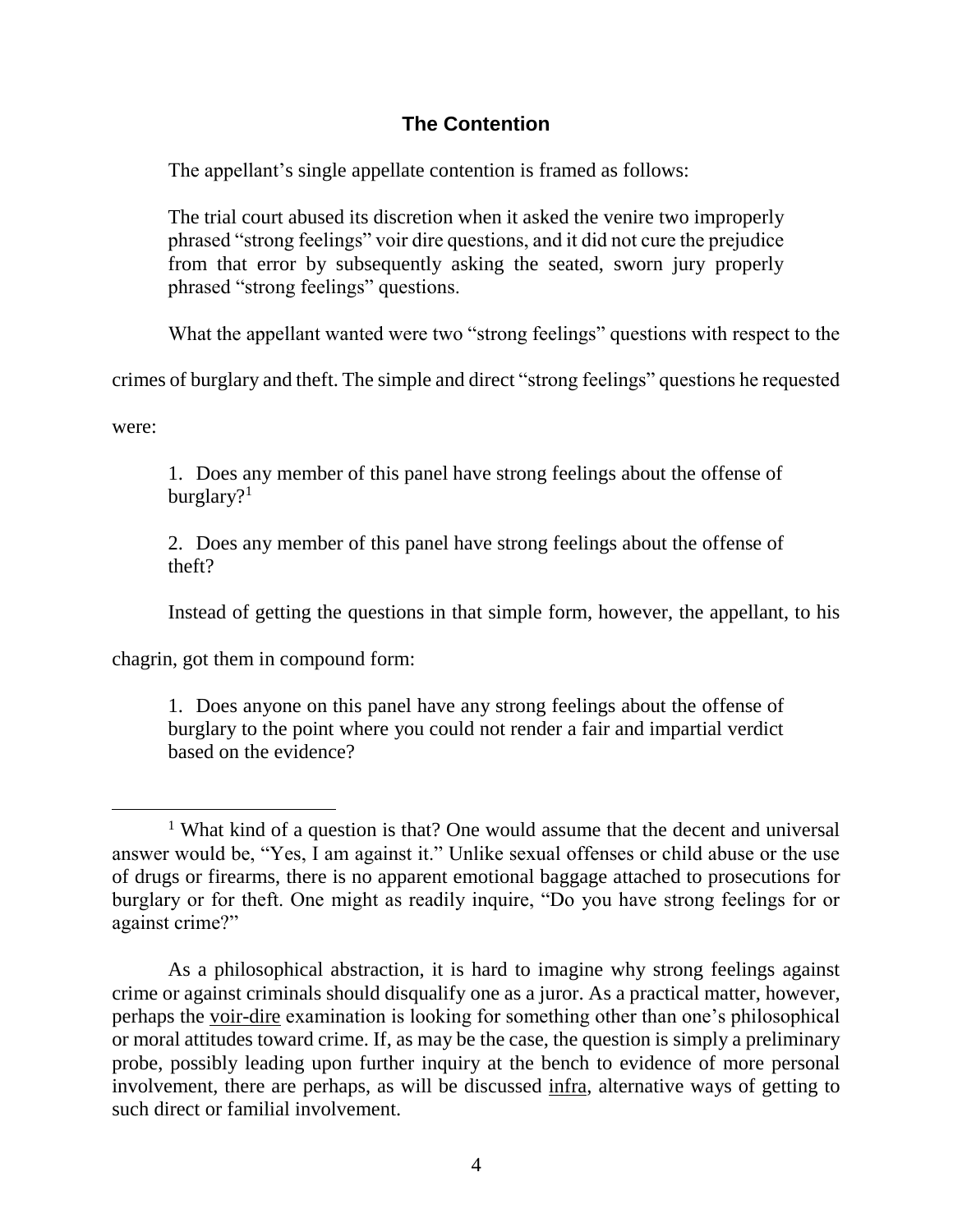## The Contention

The appellant's single appellate contention is framed as follows:

> The trial court abused its discretion when it asked the venire two improperly phrased "strong feelings" voir dire questions, and it did not cure the prejudice from that error by subsequently asking the seated, sworn jury properly phrased "strong feelings" questions.

What the appellant wanted were two "strong feelings" questions with respect to the crimes of burglary and theft. The simple and direct "strong feelings" questions he requested were:

> 1. Does any member of this panel have strong feelings about the offense of burglary?[1]
>
> 2. Does any member of this panel have strong feelings about the offense of theft?

Instead of getting the questions in that simple form, however, the appellant, to his chagrin, got them in compound form:

> 1. Does anyone on this panel have any strong feelings about the offense of burglary to the point where you could not render a fair and impartial verdict based on the evidence?

---

[1] What kind of a question is that? One would assume that the decent and universal answer would be, "Yes, I am against it." Unlike sexual offenses or child abuse or the use of drugs or firearms, there is no apparent emotional baggage attached to prosecutions for burglary or for theft. One might as readily inquire, "Do you have strong feelings for or against crime?"

As a philosophical abstraction, it is hard to imagine why strong feelings against crime or against criminals should disqualify one as a juror. As a practical matter, however, perhaps the voir-dire examination is looking for something other than one's philosophical or moral attitudes toward crime. If, as may be the case, the question is simply a preliminary probe, possibly leading upon further inquiry at the bench to evidence of more personal involvement, there are perhaps, as will be discussed infra, alternative ways of getting to such direct or familial involvement.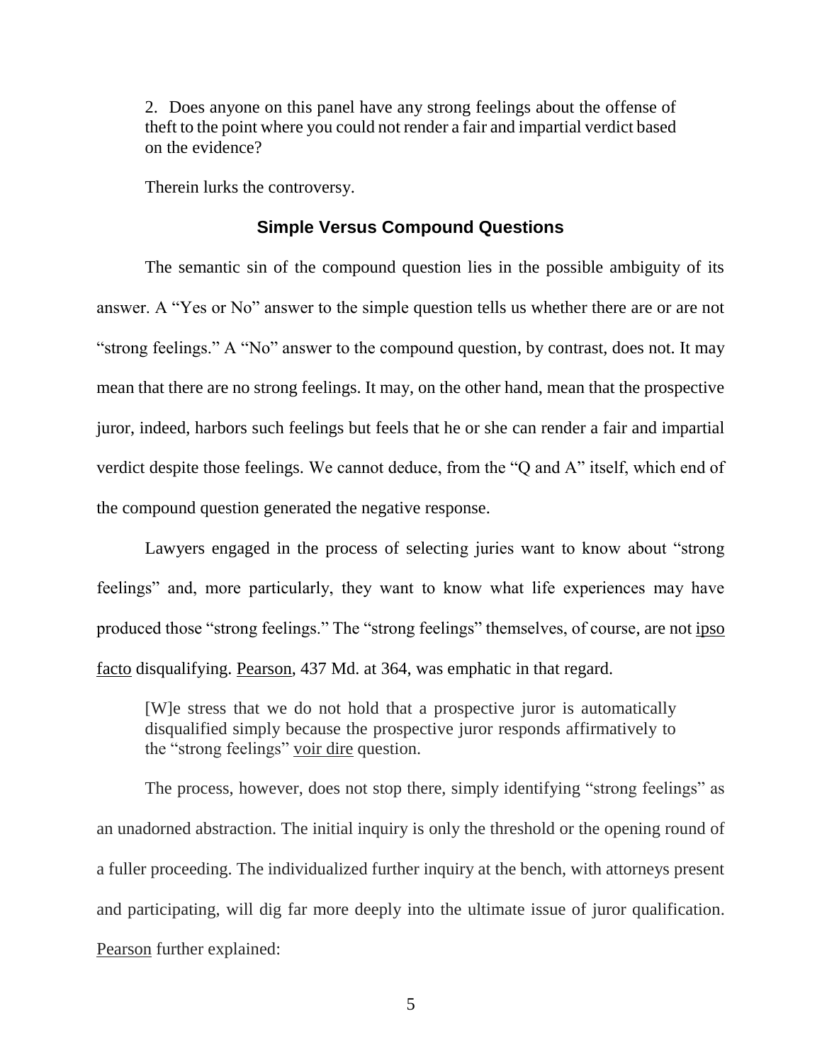2. Does anyone on this panel have any strong feelings about the offense of theft to the point where you could not render a fair and impartial verdict based on the evidence?

Therein lurks the controversy.

## Simple Versus Compound Questions

The semantic sin of the compound question lies in the possible ambiguity of its answer. A "Yes or No" answer to the simple question tells us whether there are or are not "strong feelings." A "No" answer to the compound question, by contrast, does not. It may mean that there are no strong feelings. It may, on the other hand, mean that the prospective juror, indeed, harbors such feelings but feels that he or she can render a fair and impartial verdict despite those feelings. We cannot deduce, from the "Q and A" itself, which end of the compound question generated the negative response.

Lawyers engaged in the process of selecting juries want to know about "strong feelings" and, more particularly, they want to know what life experiences may have produced those "strong feelings." The "strong feelings" themselves, of course, are not ipso facto disqualifying. Pearson, 437 Md. at 364, was emphatic in that regard.

> [W]e stress that we do not hold that a prospective juror is automatically disqualified simply because the prospective juror responds affirmatively to the "strong feelings" voir dire question.

The process, however, does not stop there, simply identifying "strong feelings" as an unadorned abstraction. The initial inquiry is only the threshold or the opening round of a fuller proceeding. The individualized further inquiry at the bench, with attorneys present and participating, will dig far more deeply into the ultimate issue of juror qualification. Pearson further explained: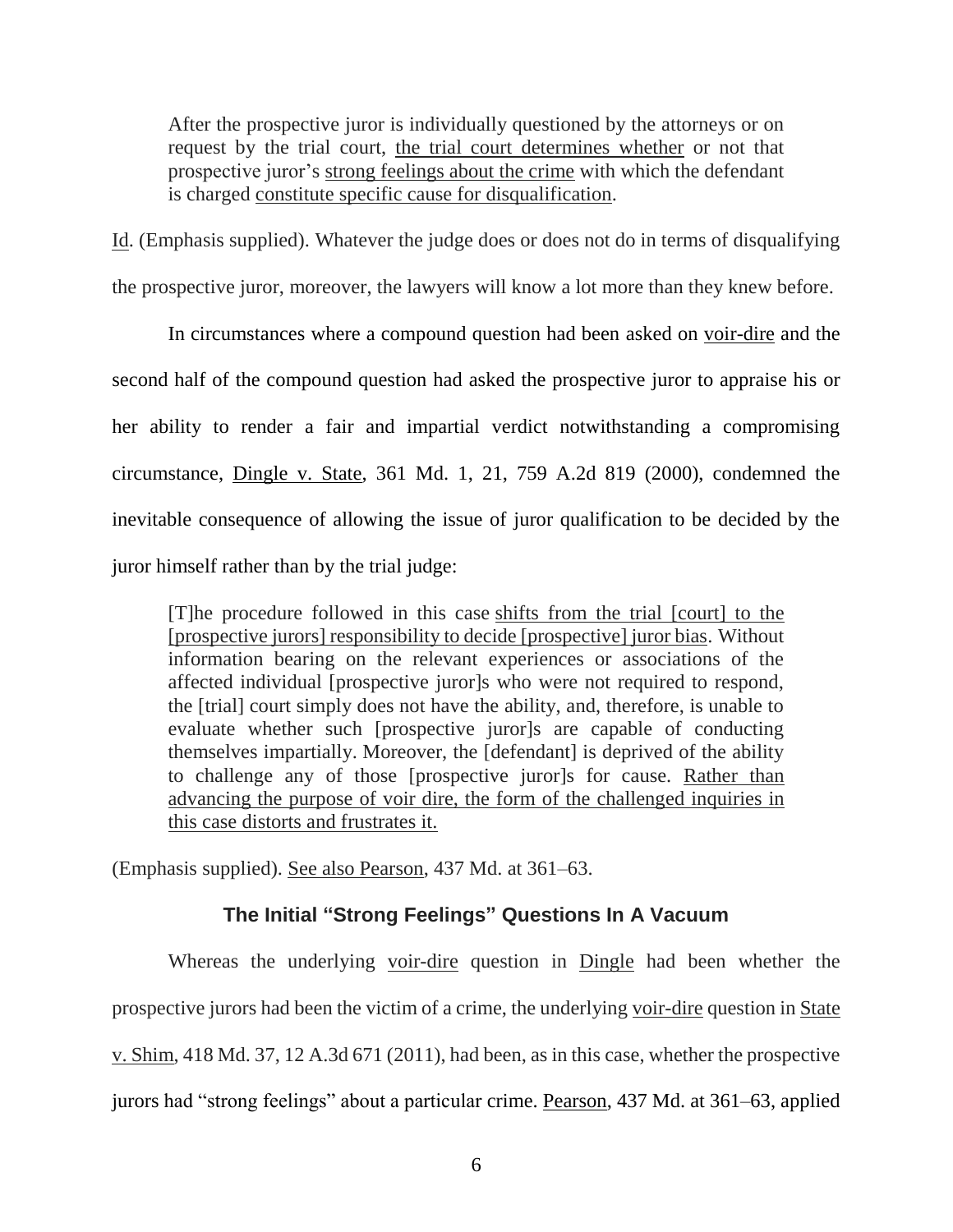> After the prospective juror is individually questioned by the attorneys or on request by the trial court, <u>the trial court determines whether</u> or not that prospective juror's <u>strong feelings about the crime</u> with which the defendant is charged <u>constitute specific cause for disqualification</u>.

<u>Id</u>. (Emphasis supplied). Whatever the judge does or does not do in terms of disqualifying the prospective juror, moreover, the lawyers will know a lot more than they knew before.

In circumstances where a compound question had been asked on <u>voir-dire</u> and the second half of the compound question had asked the prospective juror to appraise his or her ability to render a fair and impartial verdict notwithstanding a compromising circumstance, <u>Dingle v. State</u>, 361 Md. 1, 21, 759 A.2d 819 (2000), condemned the inevitable consequence of allowing the issue of juror qualification to be decided by the juror himself rather than by the trial judge:

> [T]he procedure followed in this case <u>shifts from the trial [court] to the [prospective jurors] responsibility to decide [prospective] juror bias</u>. Without information bearing on the relevant experiences or associations of the affected individual [prospective juror]s who were not required to respond, the [trial] court simply does not have the ability, and, therefore, is unable to evaluate whether such [prospective juror]s are capable of conducting themselves impartially. Moreover, the [defendant] is deprived of the ability to challenge any of those [prospective juror]s for cause. <u>Rather than advancing the purpose of voir dire, the form of the challenged inquiries in this case distorts and frustrates it.</u>

(Emphasis supplied). <u>See also Pearson</u>, 437 Md. at 361–63.

## The Initial "Strong Feelings" Questions In A Vacuum

Whereas the underlying <u>voir-dire</u> question in <u>Dingle</u> had been whether the prospective jurors had been the victim of a crime, the underlying <u>voir-dire</u> question in <u>State v. Shim</u>, 418 Md. 37, 12 A.3d 671 (2011), had been, as in this case, whether the prospective jurors had "strong feelings" about a particular crime. <u>Pearson</u>, 437 Md. at 361–63, applied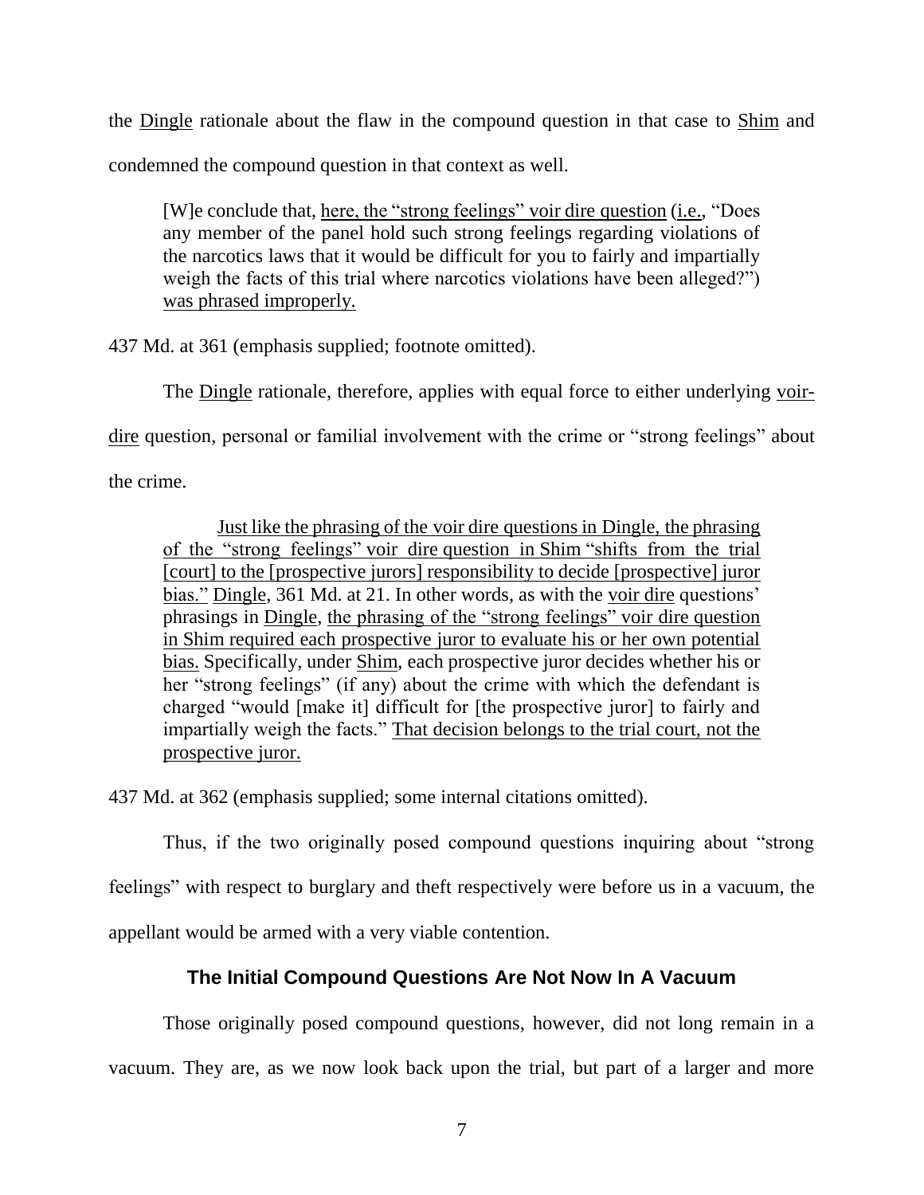the Dingle rationale about the flaw in the compound question in that case to Shim and condemned the compound question in that context as well.

> [W]e conclude that, here, the "strong feelings" voir dire question (i.e., "Does any member of the panel hold such strong feelings regarding violations of the narcotics laws that it would be difficult for you to fairly and impartially weigh the facts of this trial where narcotics violations have been alleged?") was phrased improperly.

437 Md. at 361 (emphasis supplied; footnote omitted).

The Dingle rationale, therefore, applies with equal force to either underlying voir-dire question, personal or familial involvement with the crime or "strong feelings" about the crime.

> Just like the phrasing of the voir dire questions in Dingle, the phrasing of the "strong feelings" voir dire question in Shim "shifts from the trial [court] to the [prospective jurors] responsibility to decide [prospective] juror bias." Dingle, 361 Md. at 21. In other words, as with the voir dire questions' phrasings in Dingle, the phrasing of the "strong feelings" voir dire question in Shim required each prospective juror to evaluate his or her own potential bias. Specifically, under Shim, each prospective juror decides whether his or her "strong feelings" (if any) about the crime with which the defendant is charged "would [make it] difficult for [the prospective juror] to fairly and impartially weigh the facts." That decision belongs to the trial court, not the prospective juror.

437 Md. at 362 (emphasis supplied; some internal citations omitted).

Thus, if the two originally posed compound questions inquiring about "strong feelings" with respect to burglary and theft respectively were before us in a vacuum, the appellant would be armed with a very viable contention.

### The Initial Compound Questions Are Not Now In A Vacuum

Those originally posed compound questions, however, did not long remain in a vacuum. They are, as we now look back upon the trial, but part of a larger and more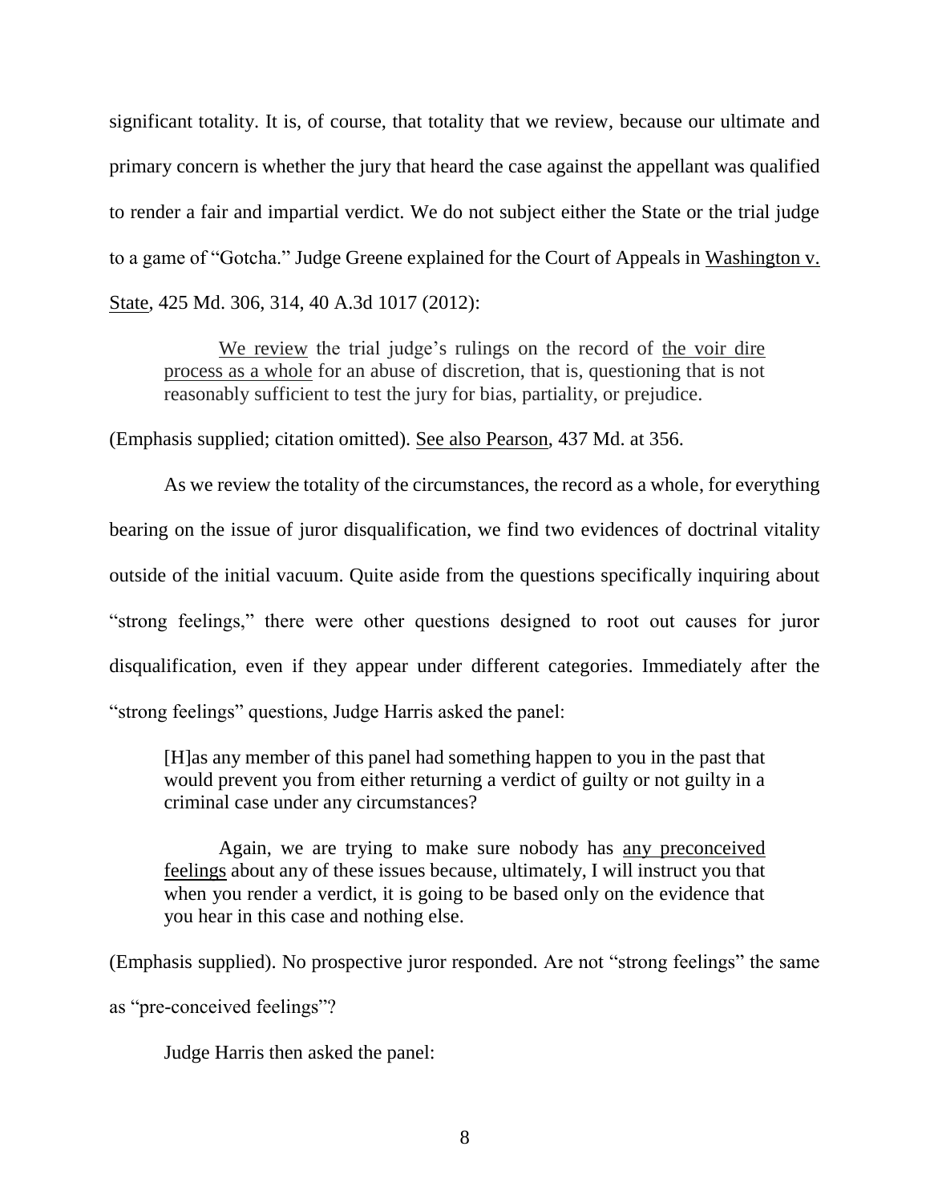significant totality. It is, of course, that totality that we review, because our ultimate and primary concern is whether the jury that heard the case against the appellant was qualified to render a fair and impartial verdict. We do not subject either the State or the trial judge to a game of "Gotcha." Judge Greene explained for the Court of Appeals in Washington v. State, 425 Md. 306, 314, 40 A.3d 1017 (2012):

> We review the trial judge's rulings on the record of the voir dire process as a whole for an abuse of discretion, that is, questioning that is not reasonably sufficient to test the jury for bias, partiality, or prejudice.

(Emphasis supplied; citation omitted). See also Pearson, 437 Md. at 356.

As we review the totality of the circumstances, the record as a whole, for everything bearing on the issue of juror disqualification, we find two evidences of doctrinal vitality outside of the initial vacuum. Quite aside from the questions specifically inquiring about "strong feelings," there were other questions designed to root out causes for juror disqualification, even if they appear under different categories. Immediately after the "strong feelings" questions, Judge Harris asked the panel:

> [H]as any member of this panel had something happen to you in the past that would prevent you from either returning a verdict of guilty or not guilty in a criminal case under any circumstances?
>
> Again, we are trying to make sure nobody has any preconceived feelings about any of these issues because, ultimately, I will instruct you that when you render a verdict, it is going to be based only on the evidence that you hear in this case and nothing else.

(Emphasis supplied). No prospective juror responded. Are not "strong feelings" the same as "pre-conceived feelings"?

Judge Harris then asked the panel: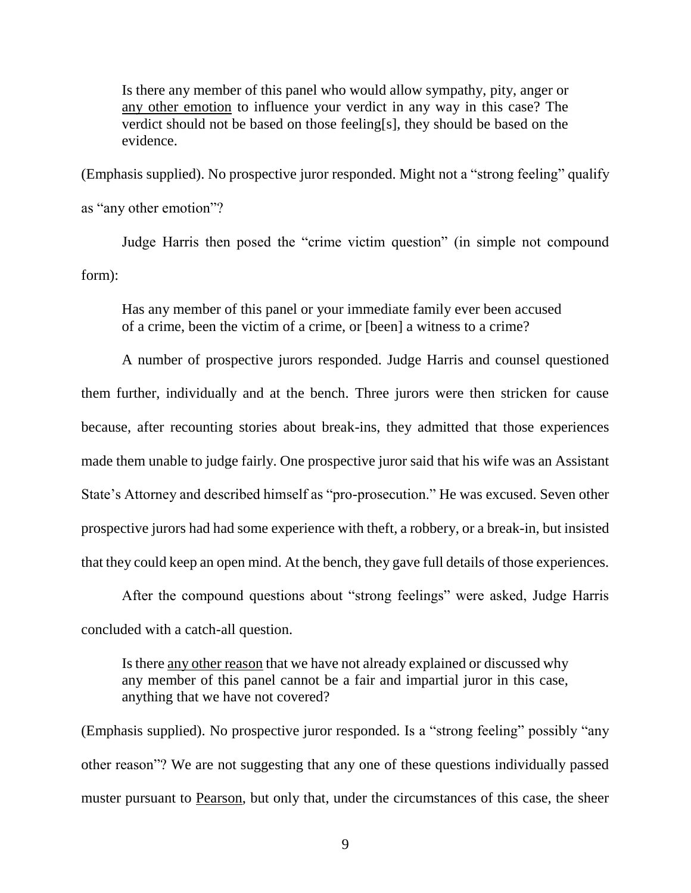> Is there any member of this panel who would allow sympathy, pity, anger or <u>any other emotion</u> to influence your verdict in any way in this case? The verdict should not be based on those feeling[s], they should be based on the evidence.

(Emphasis supplied). No prospective juror responded. Might not a "strong feeling" qualify as "any other emotion"?

Judge Harris then posed the "crime victim question" (in simple not compound form):

> Has any member of this panel or your immediate family ever been accused of a crime, been the victim of a crime, or [been] a witness to a crime?

A number of prospective jurors responded. Judge Harris and counsel questioned them further, individually and at the bench. Three jurors were then stricken for cause because, after recounting stories about break-ins, they admitted that those experiences made them unable to judge fairly. One prospective juror said that his wife was an Assistant State's Attorney and described himself as "pro-prosecution." He was excused. Seven other prospective jurors had had some experience with theft, a robbery, or a break-in, but insisted that they could keep an open mind. At the bench, they gave full details of those experiences.

After the compound questions about "strong feelings" were asked, Judge Harris concluded with a catch-all question.

> Is there <u>any other reason</u> that we have not already explained or discussed why any member of this panel cannot be a fair and impartial juror in this case, anything that we have not covered?

(Emphasis supplied). No prospective juror responded. Is a "strong feeling" possibly "any other reason"? We are not suggesting that any one of these questions individually passed muster pursuant to <u>Pearson</u>, but only that, under the circumstances of this case, the sheer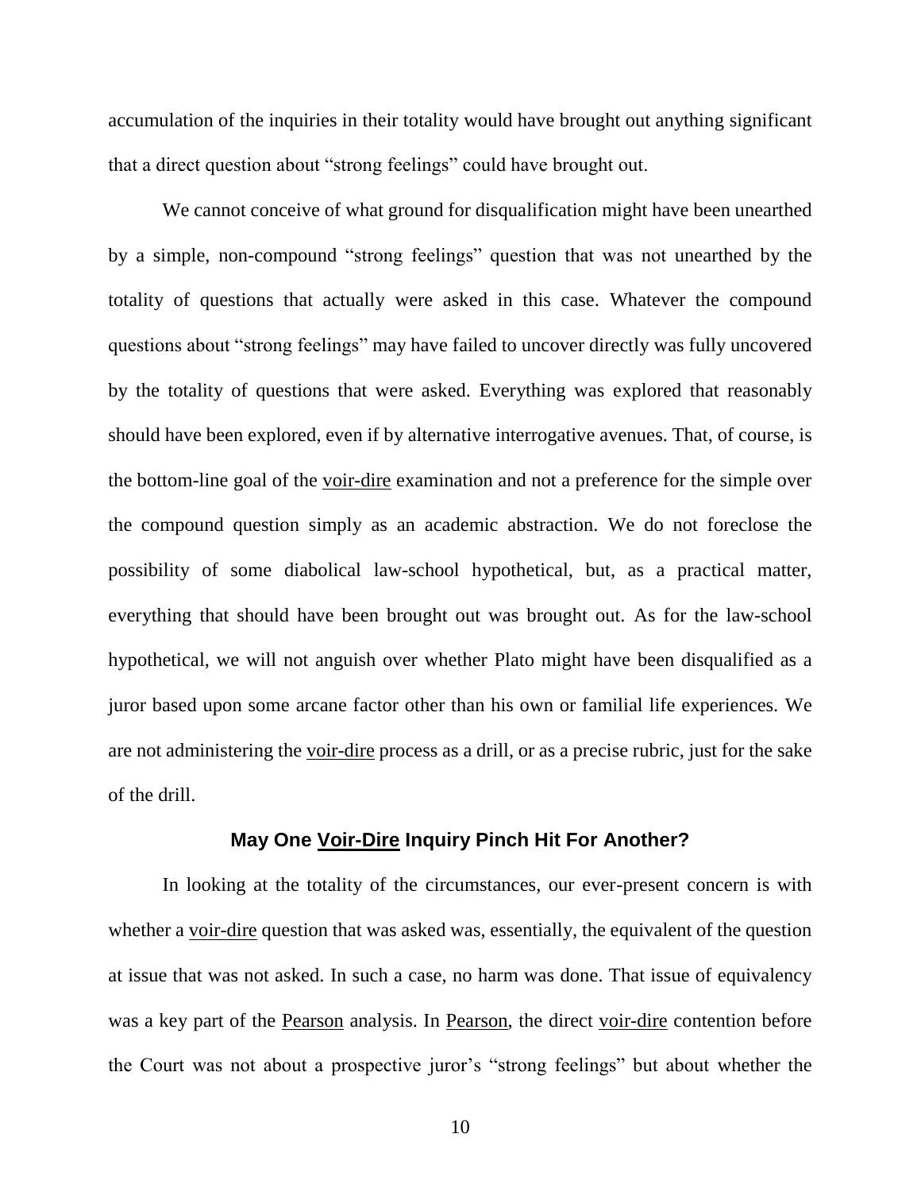accumulation of the inquiries in their totality would have brought out anything significant that a direct question about "strong feelings" could have brought out.

We cannot conceive of what ground for disqualification might have been unearthed by a simple, non-compound "strong feelings" question that was not unearthed by the totality of questions that actually were asked in this case. Whatever the compound questions about "strong feelings" may have failed to uncover directly was fully uncovered by the totality of questions that were asked. Everything was explored that reasonably should have been explored, even if by alternative interrogative avenues. That, of course, is the bottom-line goal of the voir-dire examination and not a preference for the simple over the compound question simply as an academic abstraction. We do not foreclose the possibility of some diabolical law-school hypothetical, but, as a practical matter, everything that should have been brought out was brought out. As for the law-school hypothetical, we will not anguish over whether Plato might have been disqualified as a juror based upon some arcane factor other than his own or familial life experiences. We are not administering the voir-dire process as a drill, or as a precise rubric, just for the sake of the drill.

### May One Voir-Dire Inquiry Pinch Hit For Another?

In looking at the totality of the circumstances, our ever-present concern is with whether a voir-dire question that was asked was, essentially, the equivalent of the question at issue that was not asked. In such a case, no harm was done. That issue of equivalency was a key part of the Pearson analysis. In Pearson, the direct voir-dire contention before the Court was not about a prospective juror's "strong feelings" but about whether the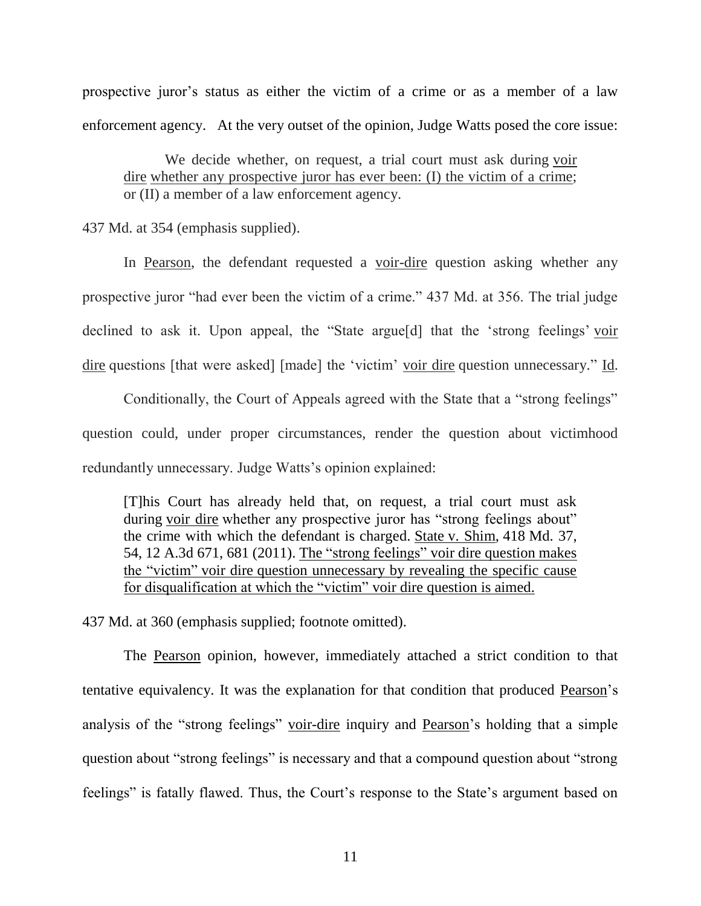prospective juror's status as either the victim of a crime or as a member of a law enforcement agency. At the very outset of the opinion, Judge Watts posed the core issue:

> We decide whether, on request, a trial court must ask during voir dire whether any prospective juror has ever been: (I) the victim of a crime; or (II) a member of a law enforcement agency.

437 Md. at 354 (emphasis supplied).

In Pearson, the defendant requested a voir-dire question asking whether any prospective juror "had ever been the victim of a crime." 437 Md. at 356. The trial judge declined to ask it. Upon appeal, the "State argue[d] that the 'strong feelings' voir dire questions [that were asked] [made] the 'victim' voir dire question unnecessary." Id.

Conditionally, the Court of Appeals agreed with the State that a "strong feelings" question could, under proper circumstances, render the question about victimhood redundantly unnecessary. Judge Watts's opinion explained:

> [T]his Court has already held that, on request, a trial court must ask during voir dire whether any prospective juror has "strong feelings about" the crime with which the defendant is charged. State v. Shim, 418 Md. 37, 54, 12 A.3d 671, 681 (2011). The "strong feelings" voir dire question makes the "victim" voir dire question unnecessary by revealing the specific cause for disqualification at which the "victim" voir dire question is aimed.

437 Md. at 360 (emphasis supplied; footnote omitted).

The Pearson opinion, however, immediately attached a strict condition to that tentative equivalency. It was the explanation for that condition that produced Pearson's analysis of the "strong feelings" voir-dire inquiry and Pearson's holding that a simple question about "strong feelings" is necessary and that a compound question about "strong feelings" is fatally flawed. Thus, the Court's response to the State's argument based on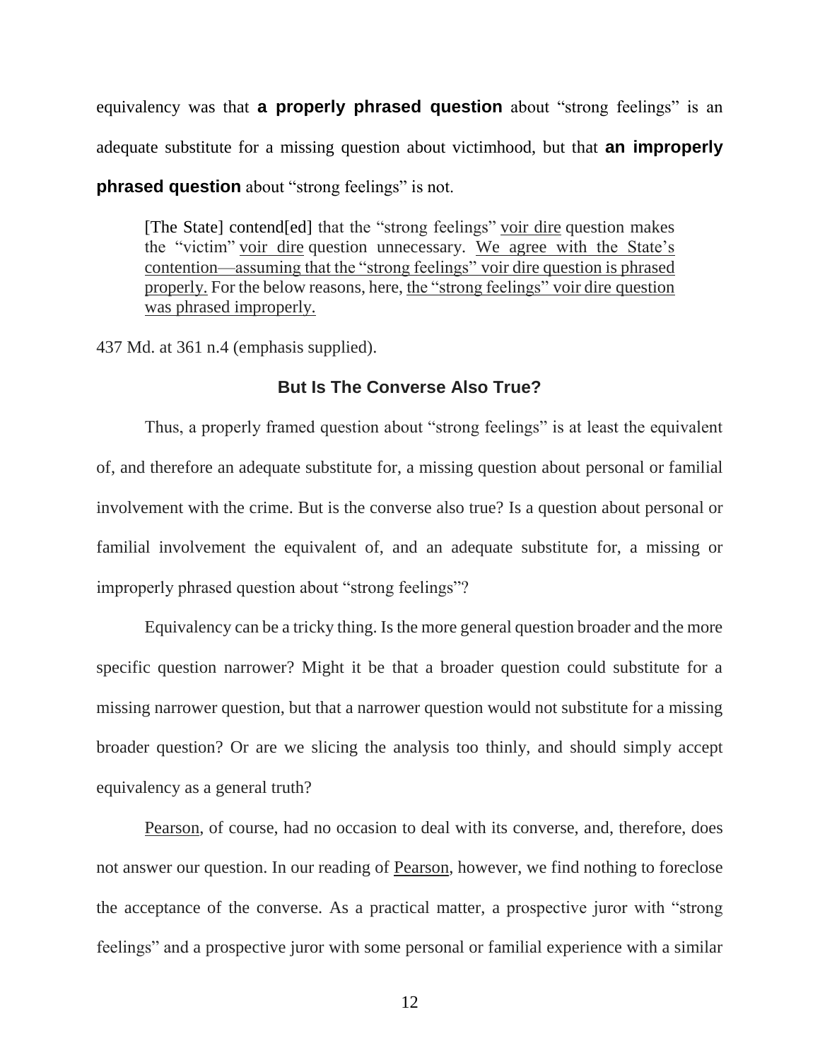equivalency was that **a properly phrased question** about "strong feelings" is an adequate substitute for a missing question about victimhood, but that **an improperly phrased question** about "strong feelings" is not.

> [The State] contend[ed] that the "strong feelings" voir dire question makes the "victim" voir dire question unnecessary. We agree with the State's contention—assuming that the "strong feelings" voir dire question is phrased properly. For the below reasons, here, the "strong feelings" voir dire question was phrased improperly.

437 Md. at 361 n.4 (emphasis supplied).

### But Is The Converse Also True?

Thus, a properly framed question about "strong feelings" is at least the equivalent of, and therefore an adequate substitute for, a missing question about personal or familial involvement with the crime. But is the converse also true? Is a question about personal or familial involvement the equivalent of, and an adequate substitute for, a missing or improperly phrased question about "strong feelings"?

Equivalency can be a tricky thing. Is the more general question broader and the more specific question narrower? Might it be that a broader question could substitute for a missing narrower question, but that a narrower question would not substitute for a missing broader question? Or are we slicing the analysis too thinly, and should simply accept equivalency as a general truth?

Pearson, of course, had no occasion to deal with its converse, and, therefore, does not answer our question. In our reading of Pearson, however, we find nothing to foreclose the acceptance of the converse. As a practical matter, a prospective juror with "strong feelings" and a prospective juror with some personal or familial experience with a similar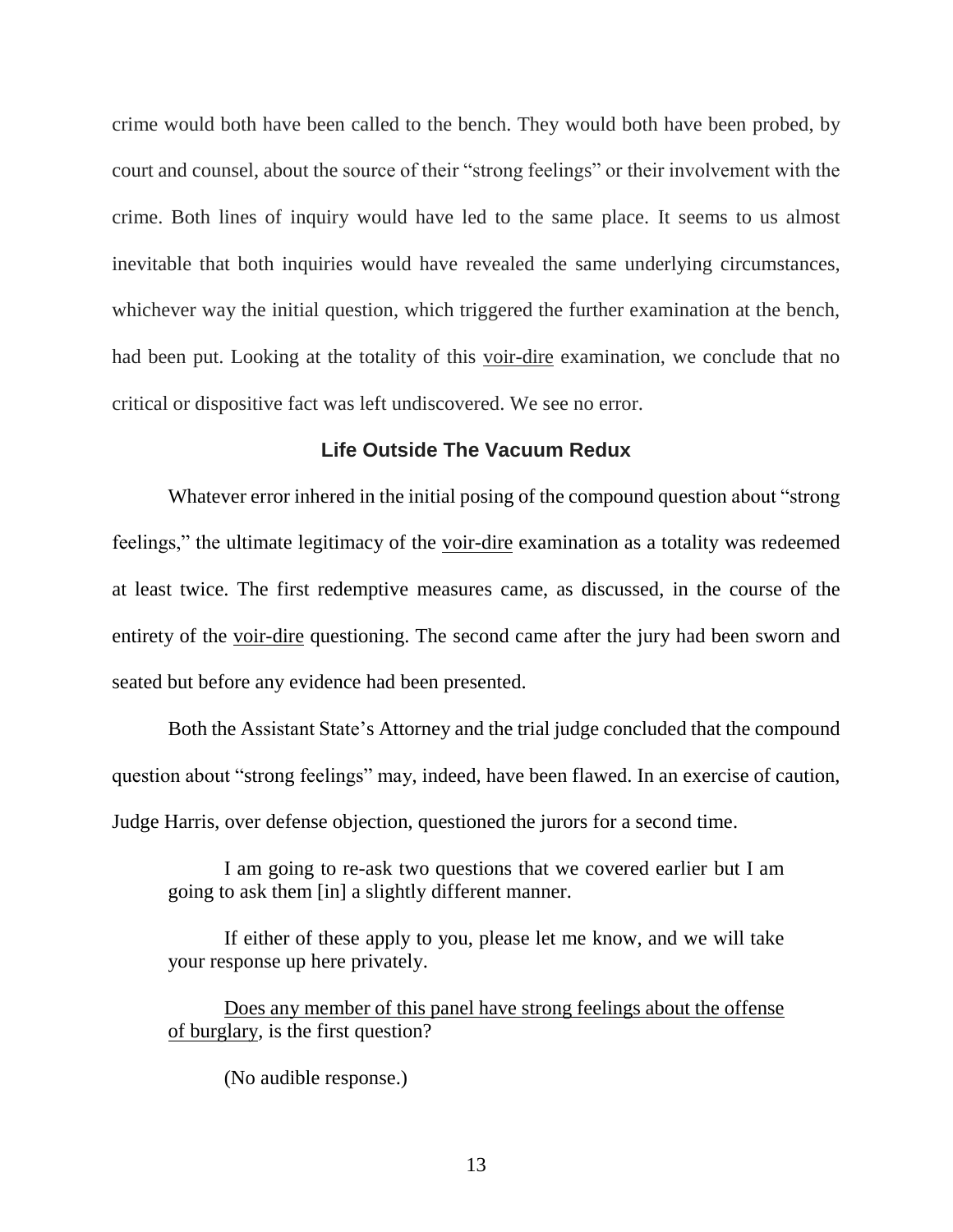crime would both have been called to the bench. They would both have been probed, by court and counsel, about the source of their "strong feelings" or their involvement with the crime. Both lines of inquiry would have led to the same place. It seems to us almost inevitable that both inquiries would have revealed the same underlying circumstances, whichever way the initial question, which triggered the further examination at the bench, had been put. Looking at the totality of this voir-dire examination, we conclude that no critical or dispositive fact was left undiscovered. We see no error.

## Life Outside The Vacuum Redux

Whatever error inhered in the initial posing of the compound question about "strong feelings," the ultimate legitimacy of the voir-dire examination as a totality was redeemed at least twice. The first redemptive measures came, as discussed, in the course of the entirety of the voir-dire questioning. The second came after the jury had been sworn and seated but before any evidence had been presented.

Both the Assistant State's Attorney and the trial judge concluded that the compound question about "strong feelings" may, indeed, have been flawed. In an exercise of caution, Judge Harris, over defense objection, questioned the jurors for a second time.

> I am going to re-ask two questions that we covered earlier but I am going to ask them [in] a slightly different manner.
>
> If either of these apply to you, please let me know, and we will take your response up here privately.
>
> Does any member of this panel have strong feelings about the offense of burglary, is the first question?
>
> (No audible response.)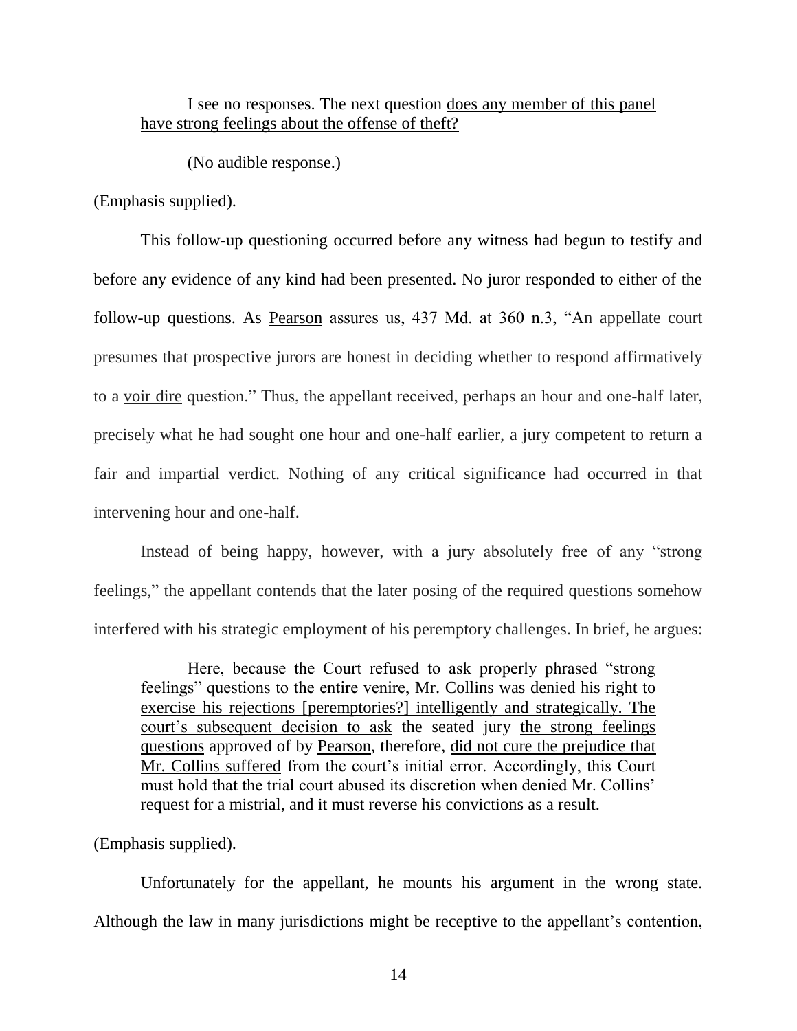> I see no responses. The next question <u>does any member of this panel have strong feelings about the offense of theft?</u>
>
> (No audible response.)

(Emphasis supplied).

This follow-up questioning occurred before any witness had begun to testify and before any evidence of any kind had been presented. No juror responded to either of the follow-up questions. As <u>Pearson</u> assures us, 437 Md. at 360 n.3, "An appellate court presumes that prospective jurors are honest in deciding whether to respond affirmatively to a <u>voir dire</u> question." Thus, the appellant received, perhaps an hour and one-half later, precisely what he had sought one hour and one-half earlier, a jury competent to return a fair and impartial verdict. Nothing of any critical significance had occurred in that intervening hour and one-half.

Instead of being happy, however, with a jury absolutely free of any "strong feelings," the appellant contends that the later posing of the required questions somehow interfered with his strategic employment of his peremptory challenges. In brief, he argues:

> Here, because the Court refused to ask properly phrased "strong feelings" questions to the entire venire, <u>Mr. Collins was denied his right to exercise his rejections [peremptories?] intelligently and strategically. The court's subsequent decision to ask</u> the seated jury <u>the strong feelings questions</u> approved of by <u>Pearson</u>, therefore, <u>did not cure the prejudice that Mr. Collins suffered</u> from the court's initial error. Accordingly, this Court must hold that the trial court abused its discretion when denied Mr. Collins' request for a mistrial, and it must reverse his convictions as a result.

(Emphasis supplied).

Unfortunately for the appellant, he mounts his argument in the wrong state. Although the law in many jurisdictions might be receptive to the appellant's contention,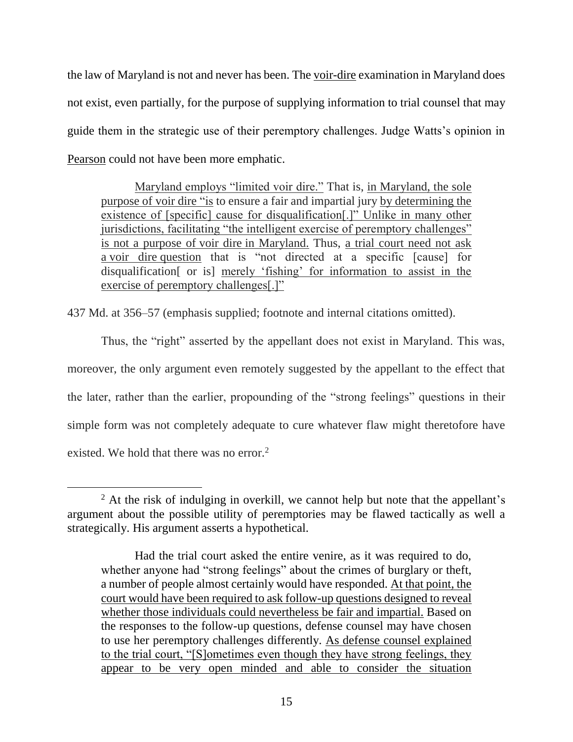the law of Maryland is not and never has been. The voir-dire examination in Maryland does not exist, even partially, for the purpose of supplying information to trial counsel that may guide them in the strategic use of their peremptory challenges. Judge Watts's opinion in Pearson could not have been more emphatic.

> Maryland employs "limited voir dire." That is, in Maryland, the sole purpose of voir dire "is to ensure a fair and impartial jury by determining the existence of [specific] cause for disqualification[.]" Unlike in many other jurisdictions, facilitating "the intelligent exercise of peremptory challenges" is not a purpose of voir dire in Maryland. Thus, a trial court need not ask a voir dire question that is "not directed at a specific [cause] for disqualification[ or is] merely 'fishing' for information to assist in the exercise of peremptory challenges[.]"

437 Md. at 356–57 (emphasis supplied; footnote and internal citations omitted).

Thus, the "right" asserted by the appellant does not exist in Maryland. This was, moreover, the only argument even remotely suggested by the appellant to the effect that the later, rather than the earlier, propounding of the "strong feelings" questions in their simple form was not completely adequate to cure whatever flaw might theretofore have existed. We hold that there was no error.[2]

---

[2] At the risk of indulging in overkill, we cannot help but note that the appellant's argument about the possible utility of peremptories may be flawed tactically as well a strategically. His argument asserts a hypothetical.

> Had the trial court asked the entire venire, as it was required to do, whether anyone had "strong feelings" about the crimes of burglary or theft, a number of people almost certainly would have responded. At that point, the court would have been required to ask follow-up questions designed to reveal whether those individuals could nevertheless be fair and impartial. Based on the responses to the follow-up questions, defense counsel may have chosen to use her peremptory challenges differently. As defense counsel explained to the trial court, "[S]ometimes even though they have strong feelings, they appear to be very open minded and able to consider the situation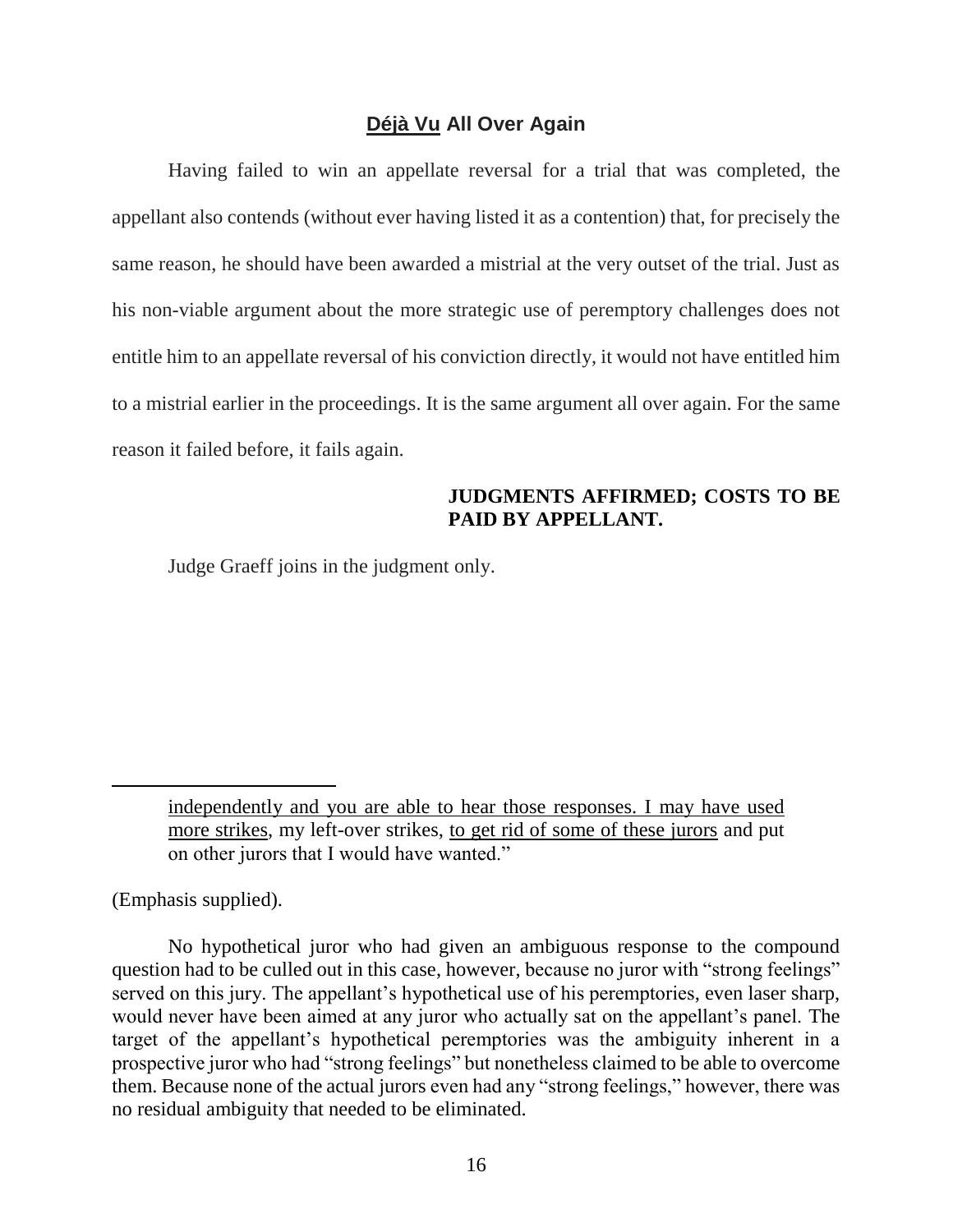## <u>Déjà Vu</u> All Over Again

Having failed to win an appellate reversal for a trial that was completed, the appellant also contends (without ever having listed it as a contention) that, for precisely the same reason, he should have been awarded a mistrial at the very outset of the trial. Just as his non-viable argument about the more strategic use of peremptory challenges does not entitle him to an appellate reversal of his conviction directly, it would not have entitled him to a mistrial earlier in the proceedings. It is the same argument all over again. For the same reason it failed before, it fails again.

**JUDGMENTS AFFIRMED; COSTS TO BE PAID BY APPELLANT.**

Judge Graeff joins in the judgment only.

---

> <u>independently and you are able to hear those responses. I may have used more strikes</u>, my left-over strikes, <u>to get rid of some of these jurors</u> and put on other jurors that I would have wanted."

(Emphasis supplied).

No hypothetical juror who had given an ambiguous response to the compound question had to be culled out in this case, however, because no juror with "strong feelings" served on this jury. The appellant's hypothetical use of his peremptories, even laser sharp, would never have been aimed at any juror who actually sat on the appellant's panel. The target of the appellant's hypothetical peremptories was the ambiguity inherent in a prospective juror who had "strong feelings" but nonetheless claimed to be able to overcome them. Because none of the actual jurors even had any "strong feelings," however, there was no residual ambiguity that needed to be eliminated.